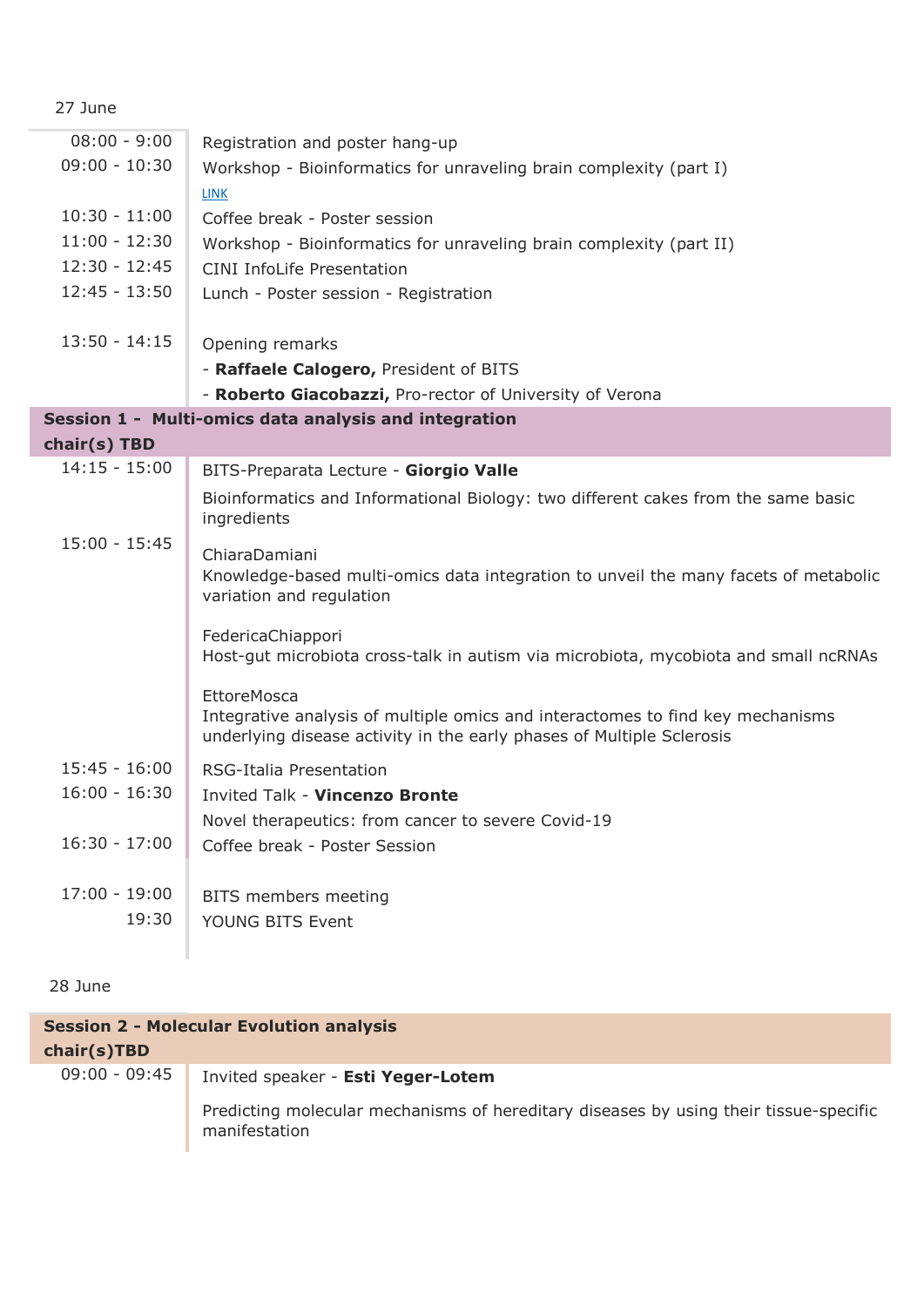27 June

| | |
|---|---|
| 08:00 - 9:00 | Registration and poster hang-up |
| 09:00 - 10:30 | Workshop - Bioinformatics for unraveling brain complexity (part I)<br>LINK |
| 10:30 - 11:00 | Coffee break - Poster session |
| 11:00 - 12:30 | Workshop - Bioinformatics for unraveling brain complexity (part II) |
| 12:30 - 12:45 | CINI InfoLife Presentation |
| 12:45 - 13:50 | Lunch - Poster session - Registration |
| 13:50 - 14:15 | Opening remarks<br>- **Raffaele Calogero,** President of BITS<br>- **Roberto Giacobazzi,** Pro-rector of University of Verona |

**Session 1 - Multi-omics data analysis and integration**
**chair(s) TBD**

| | |
|---|---|
| 14:15 - 15:00 | BITS-Preparata Lecture - **Giorgio Valle**<br>Bioinformatics and Informational Biology: two different cakes from the same basic ingredients |
| 15:00 - 15:45 | ChiaraDamiani<br>Knowledge-based multi-omics data integration to unveil the many facets of metabolic variation and regulation<br><br>FedericaChiappori<br>Host-gut microbiota cross-talk in autism via microbiota, mycobiota and small ncRNAs<br><br>EttoreMosca<br>Integrative analysis of multiple omics and interactomes to find key mechanisms underlying disease activity in the early phases of Multiple Sclerosis |
| 15:45 - 16:00 | RSG-Italia Presentation |
| 16:00 - 16:30 | Invited Talk - **Vincenzo Bronte**<br>Novel therapeutics: from cancer to severe Covid-19 |
| 16:30 - 17:00 | Coffee break - Poster Session |
| 17:00 - 19:00 | BITS members meeting |
| 19:30 | YOUNG BITS Event |

28 June

**Session 2 - Molecular Evolution analysis**
**chair(s)TBD**

| | |
|---|---|
| 09:00 - 09:45 | Invited speaker - **Esti Yeger-Lotem**<br>Predicting molecular mechanisms of hereditary diseases by using their tissue-specific manifestation |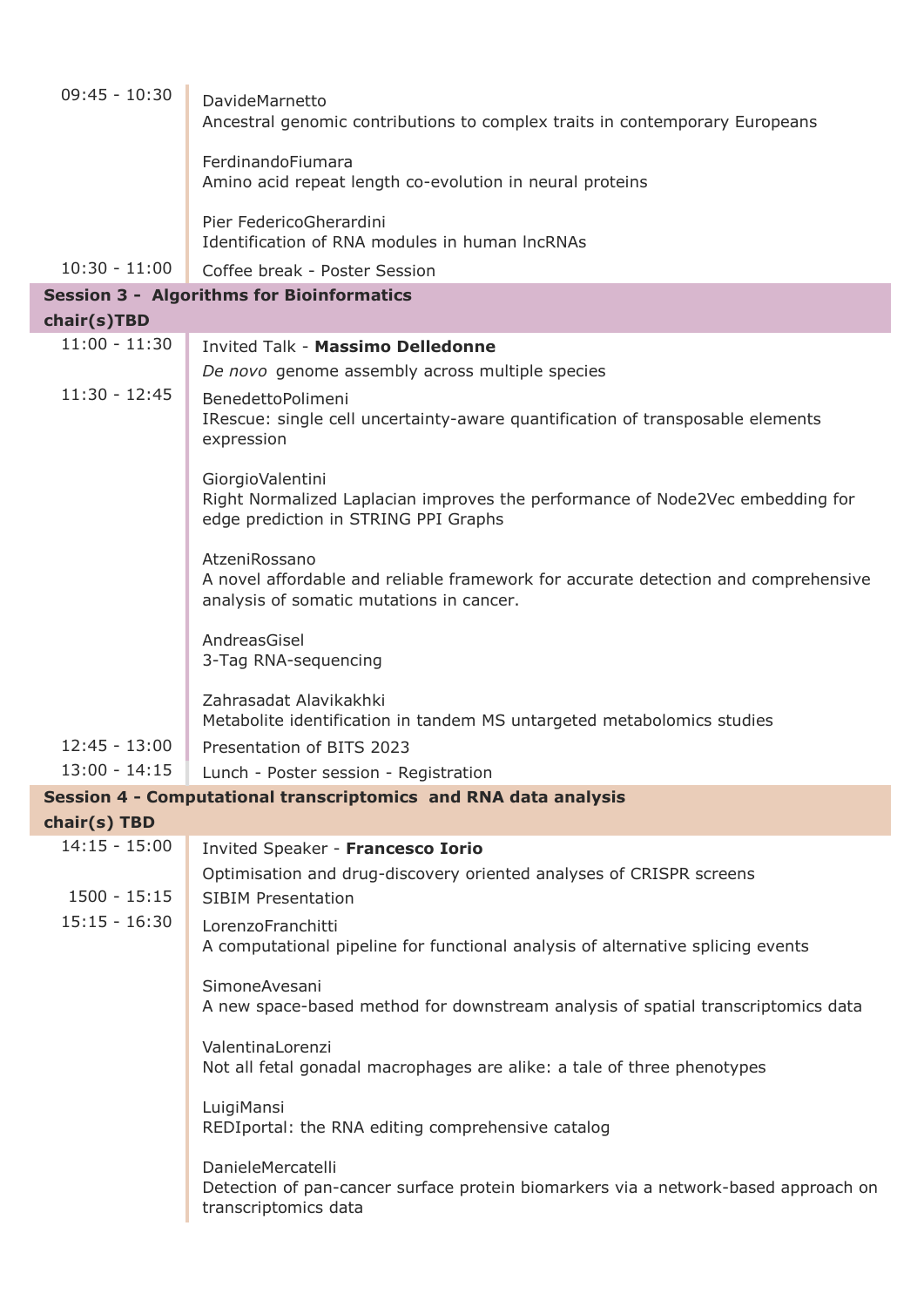| Time | Program |
|---|---|
| 09:45 - 10:30 | DavideMarnetto<br>Ancestral genomic contributions to complex traits in contemporary Europeans<br><br>FerdinandoFiumara<br>Amino acid repeat length co-evolution in neural proteins<br><br>Pier FedericoGherardini<br>Identification of RNA modules in human lncRNAs |
| 10:30 - 11:00 | Coffee break - Poster Session |

## Session 3 - Algorithms for Bioinformatics

**chair(s)TBD**

| Time | Program |
|---|---|
| 11:00 - 11:30 | Invited Talk - **Massimo Delledonne**<br>*De novo* genome assembly across multiple species |
| 11:30 - 12:45 | BenedettoPolimeni<br>IRescue: single cell uncertainty-aware quantification of transposable elements expression<br><br>GiorgioValentini<br>Right Normalized Laplacian improves the performance of Node2Vec embedding for edge prediction in STRING PPI Graphs<br><br>AtzeniRossano<br>A novel affordable and reliable framework for accurate detection and comprehensive analysis of somatic mutations in cancer.<br><br>AndreasGisel<br>3-Tag RNA-sequencing<br><br>Zahrasadat Alavikakhki<br>Metabolite identification in tandem MS untargeted metabolomics studies |
| 12:45 - 13:00 | Presentation of BITS 2023 |
| 13:00 - 14:15 | Lunch - Poster session - Registration |

## Session 4 - Computational transcriptomics and RNA data analysis

**chair(s) TBD**

| Time | Program |
|---|---|
| 14:15 - 15:00 | Invited Speaker - **Francesco Iorio**<br>Optimisation and drug-discovery oriented analyses of CRISPR screens |
| 1500 - 15:15 | SIBIM Presentation |
| 15:15 - 16:30 | LorenzoFranchitti<br>A computational pipeline for functional analysis of alternative splicing events<br><br>SimoneAvesani<br>A new space-based method for downstream analysis of spatial transcriptomics data<br><br>ValentinaLorenzi<br>Not all fetal gonadal macrophages are alike: a tale of three phenotypes<br><br>LuigiMansi<br>REDIportal: the RNA editing comprehensive catalog<br><br>DanieleMercatelli<br>Detection of pan-cancer surface protein biomarkers via a network-based approach on transcriptomics data |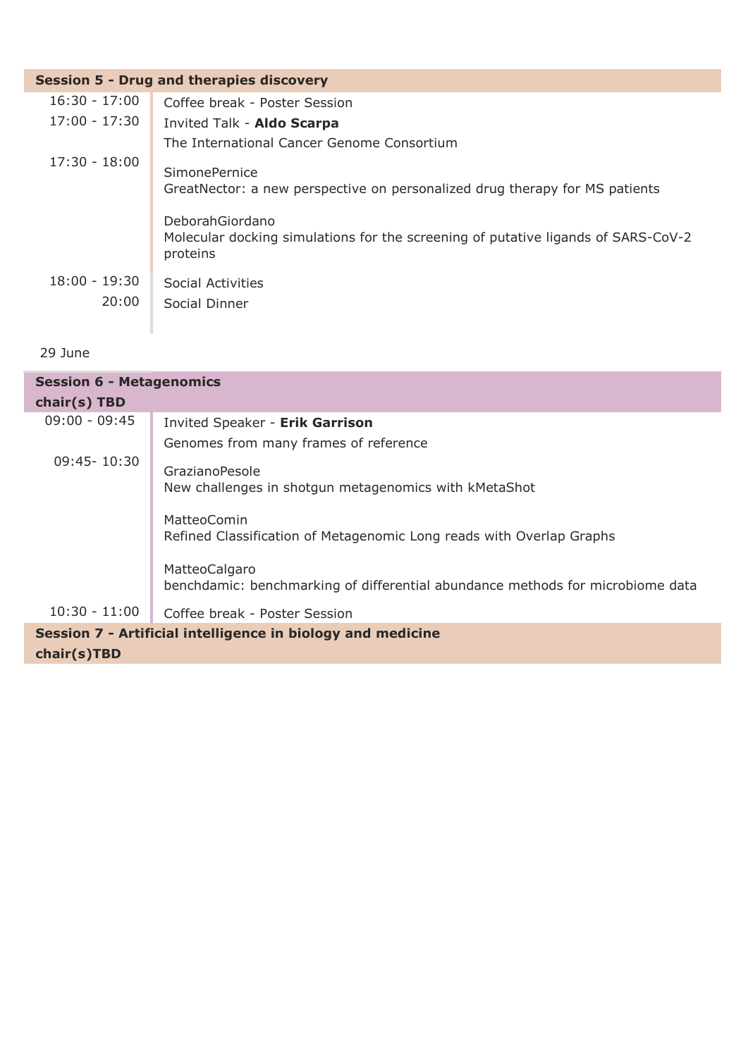## Session 5 - Drug and therapies discovery

| | |
|---|---|
| 16:30 - 17:00 | Coffee break - Poster Session |
| 17:00 - 17:30 | Invited Talk - **Aldo Scarpa**<br>The International Cancer Genome Consortium |
| 17:30 - 18:00 | SimonePernice<br>GreatNector: a new perspective on personalized drug therapy for MS patients<br><br>DeborahGiordano<br>Molecular docking simulations for the screening of putative ligands of SARS-CoV-2 proteins |
| 18:00 - 19:30 | Social Activities |
| 20:00 | Social Dinner |

29 June

## Session 6 - Metagenomics

**chair(s) TBD**

| | |
|---|---|
| 09:00 - 09:45 | Invited Speaker - **Erik Garrison**<br>Genomes from many frames of reference |
| 09:45- 10:30 | GrazianoPesole<br>New challenges in shotgun metagenomics with kMetaShot<br><br>MatteoComin<br>Refined Classification of Metagenomic Long reads with Overlap Graphs<br><br>MatteoCalgaro<br>benchdamic: benchmarking of differential abundance methods for microbiome data |
| 10:30 - 11:00 | Coffee break - Poster Session |

## Session 7 - Artificial intelligence in biology and medicine

**chair(s)TBD**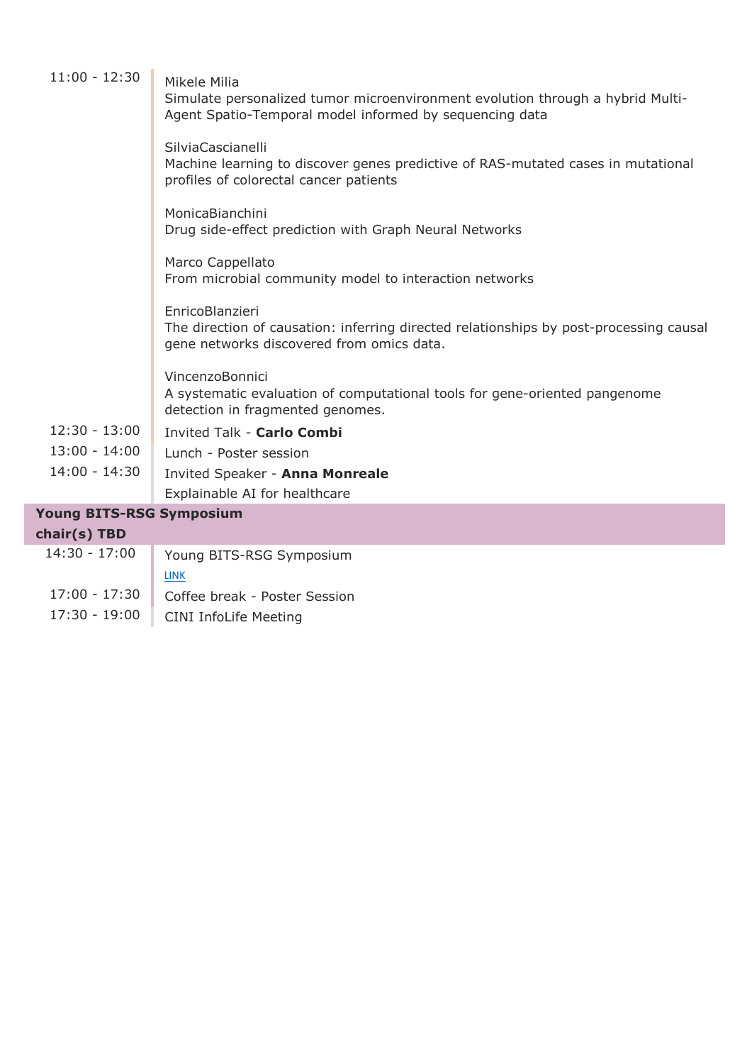| | |
|---|---|
| 11:00 - 12:30 | Mikele Milia<br>Simulate personalized tumor microenvironment evolution through a hybrid Multi-Agent Spatio-Temporal model informed by sequencing data<br><br>SilviaCascianelli<br>Machine learning to discover genes predictive of RAS-mutated cases in mutational profiles of colorectal cancer patients<br><br>MonicaBianchini<br>Drug side-effect prediction with Graph Neural Networks<br><br>Marco Cappellato<br>From microbial community model to interaction networks<br><br>EnricoBlanzieri<br>The direction of causation: inferring directed relationships by post-processing causal gene networks discovered from omics data.<br><br>VincenzoBonnici<br>A systematic evaluation of computational tools for gene-oriented pangenome detection in fragmented genomes. |
| 12:30 - 13:00 | Invited Talk - **Carlo Combi** |
| 13:00 - 14:00 | Lunch - Poster session |
| 14:00 - 14:30 | Invited Speaker - **Anna Monreale**<br>Explainable AI for healthcare |

**Young BITS-RSG Symposium**
**chair(s) TBD**

| | |
|---|---|
| 14:30 - 17:00 | Young BITS-RSG Symposium<br>LINK |
| 17:00 - 17:30 | Coffee break - Poster Session |
| 17:30 - 19:00 | CINI InfoLife Meeting |